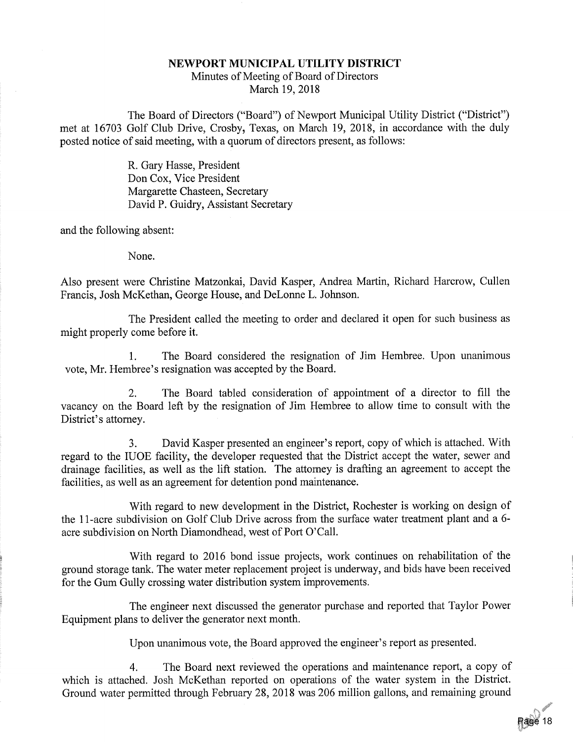# NEWPORT MUNICIPAL UTILITY DISTRICT

Minutes of Meeting of Board of Directors
March 19, 2018

The Board of Directors ("Board") of Newport Municipal Utility District ("District") met at 16703 Golf Club Drive, Crosby, Texas, on March 19, 2018, in accordance with the duly posted notice of said meeting, with a quorum of directors present, as follows:

R. Gary Hasse, President
Don Cox, Vice President
Margarette Chasteen, Secretary
David P. Guidry, Assistant Secretary

and the following absent:

None.

Also present were Christine Matzonkai, David Kasper, Andrea Martin, Richard Harcrow, Cullen Francis, Josh McKethan, George House, and DeLonne L. Johnson.

The President called the meeting to order and declared it open for such business as might properly come before it.

1. The Board considered the resignation of Jim Hembree. Upon unanimous vote, Mr. Hembree's resignation was accepted by the Board.

2. The Board tabled consideration of appointment of a director to fill the vacancy on the Board left by the resignation of Jim Hembree to allow time to consult with the District's attorney.

3. David Kasper presented an engineer's report, copy of which is attached. With regard to the IUOE facility, the developer requested that the District accept the water, sewer and drainage facilities, as well as the lift station. The attorney is drafting an agreement to accept the facilities, as well as an agreement for detention pond maintenance.

With regard to new development in the District, Rochester is working on design of the 11-acre subdivision on Golf Club Drive across from the surface water treatment plant and a 6-acre subdivision on North Diamondhead, west of Port O'Call.

With regard to 2016 bond issue projects, work continues on rehabilitation of the ground storage tank. The water meter replacement project is underway, and bids have been received for the Gum Gully crossing water distribution system improvements.

The engineer next discussed the generator purchase and reported that Taylor Power Equipment plans to deliver the generator next month.

Upon unanimous vote, the Board approved the engineer's report as presented.

4. The Board next reviewed the operations and maintenance report, a copy of which is attached. Josh McKethan reported on operations of the water system in the District. Ground water permitted through February 28, 2018 was 206 million gallons, and remaining ground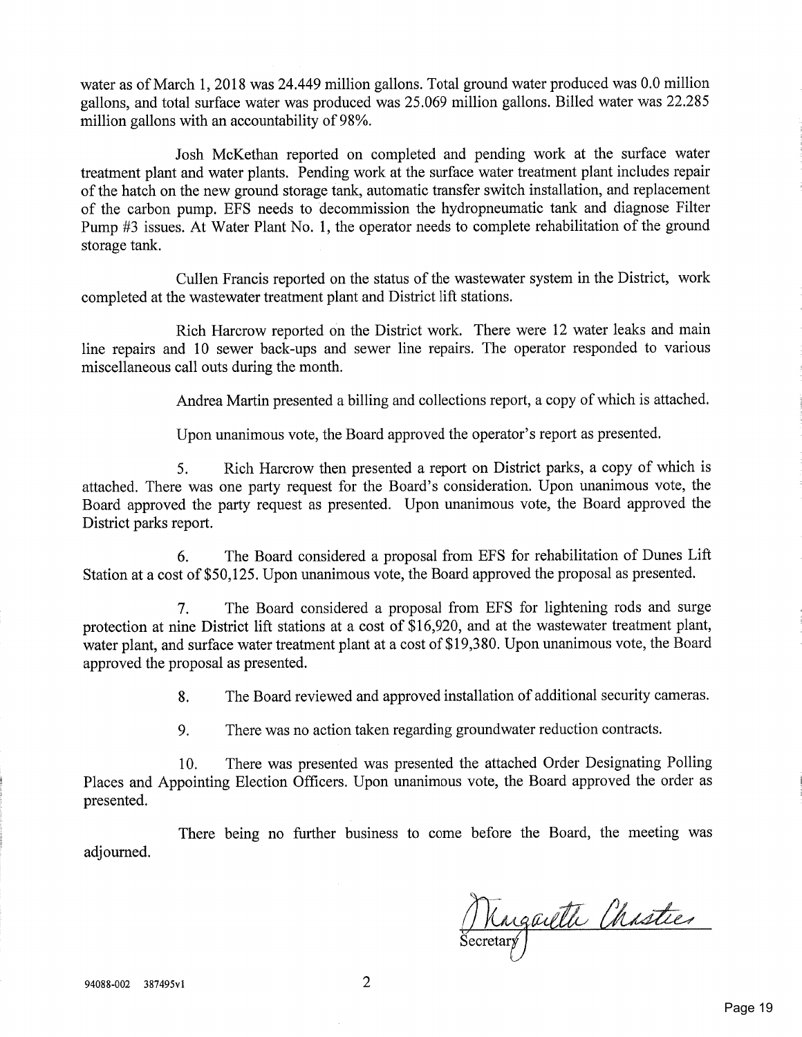water as of March 1, 2018 was 24.449 million gallons. Total ground water produced was 0.0 million gallons, and total surface water was produced was 25.069 million gallons. Billed water was 22.285 million gallons with an accountability of 98%.

Josh McKethan reported on completed and pending work at the surface water treatment plant and water plants. Pending work at the surface water treatment plant includes repair of the hatch on the new ground storage tank, automatic transfer switch installation, and replacement of the carbon pump. EFS needs to decommission the hydropneumatic tank and diagnose Filter Pump #3 issues. At Water Plant No. 1, the operator needs to complete rehabilitation of the ground storage tank.

Cullen Francis reported on the status of the wastewater system in the District, work completed at the wastewater treatment plant and District lift stations.

Rich Harcrow reported on the District work. There were 12 water leaks and main line repairs and 10 sewer back-ups and sewer line repairs. The operator responded to various miscellaneous call outs during the month.

Andrea Martin presented a billing and collections report, a copy of which is attached.

Upon unanimous vote, the Board approved the operator's report as presented.

5. Rich Harcrow then presented a report on District parks, a copy of which is attached. There was one party request for the Board's consideration. Upon unanimous vote, the Board approved the party request as presented. Upon unanimous vote, the Board approved the District parks report.

6. The Board considered a proposal from EFS for rehabilitation of Dunes Lift Station at a cost of $50,125. Upon unanimous vote, the Board approved the proposal as presented.

7. The Board considered a proposal from EFS for lightening rods and surge protection at nine District lift stations at a cost of $16,920, and at the wastewater treatment plant, water plant, and surface water treatment plant at a cost of $19,380. Upon unanimous vote, the Board approved the proposal as presented.

8. The Board reviewed and approved installation of additional security cameras.

9. There was no action taken regarding groundwater reduction contracts.

10. There was presented was presented the attached Order Designating Polling Places and Appointing Election Officers. Upon unanimous vote, the Board approved the order as presented.

There being no further business to come before the Board, the meeting was adjourned.

Margarette Christie
Secretary

94088-002 387495v1